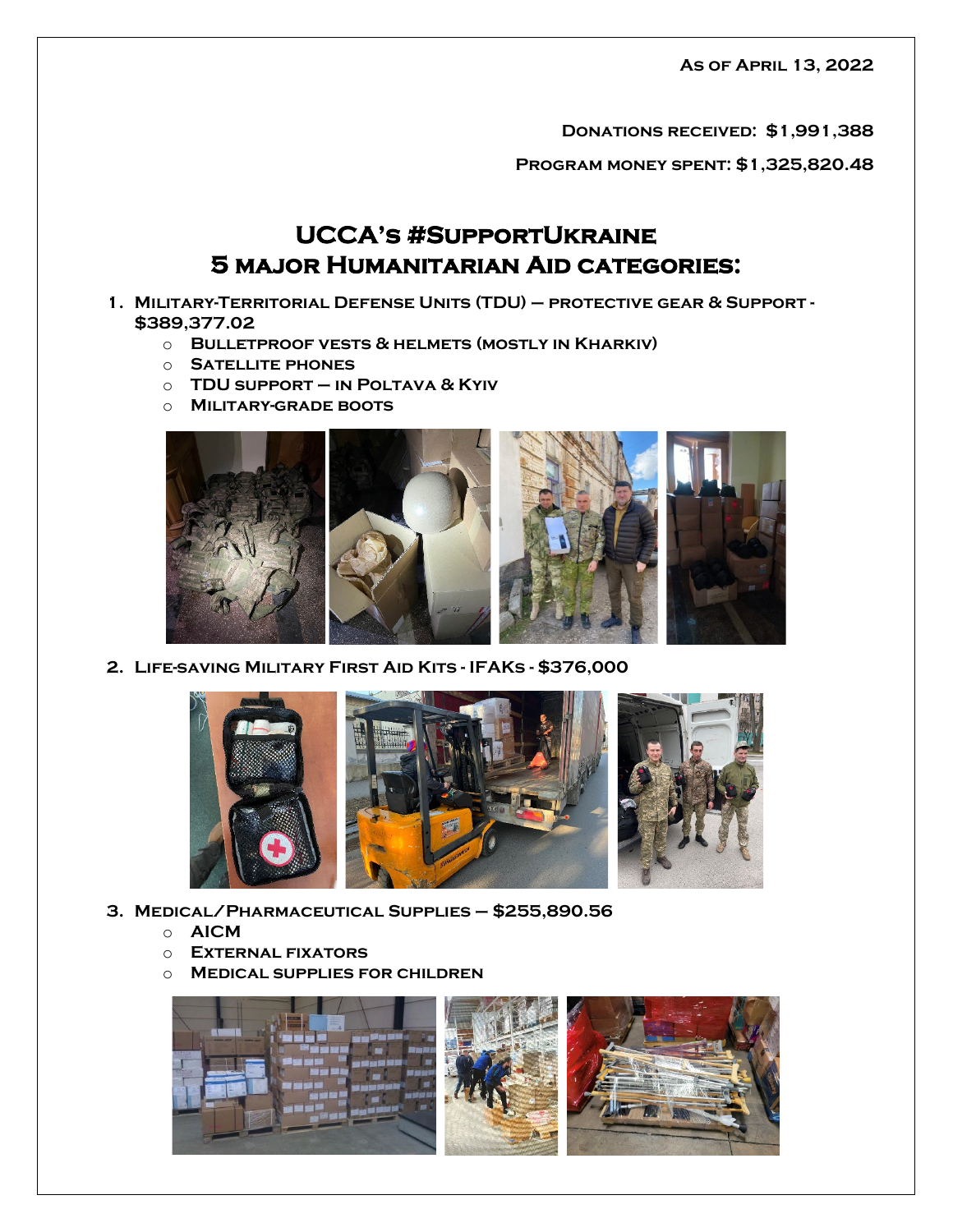As of April 13, 2022

**Donations received: $1,991,388**

**Program money spent: $1,325,820.48**

# UCCA's #SupportUkraine
# 5 major Humanitarian Aid categories:

1. **Military-Territorial Defense Units (TDU) – protective gear & Support - $389,377.02**
   - Bulletproof vests & helmets (mostly in Kharkiv)
   - Satellite phones
   - TDU support – in Poltava & Kyiv
   - Military-grade boots

2. **Life-saving Military First Aid Kits - IFAKs - $376,000**

3. **Medical/Pharmaceutical Supplies – $255,890.56**
   - AICM
   - External fixators
   - Medical supplies for children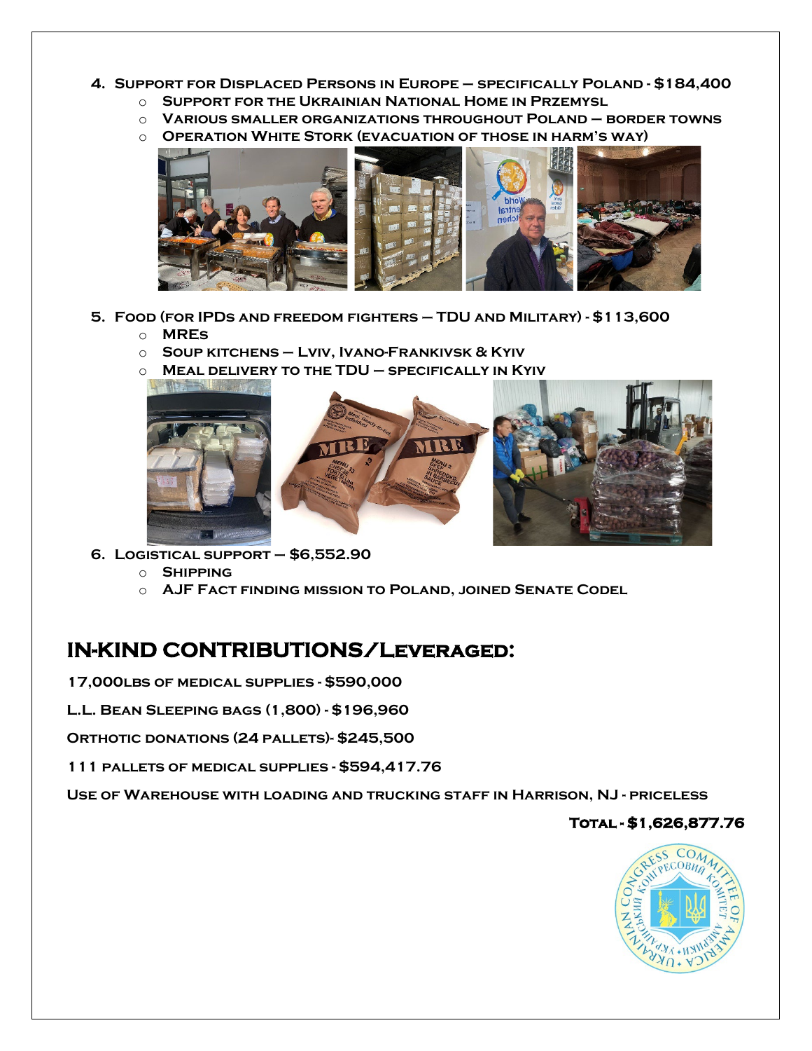4. **Support for Displaced Persons in Europe – specifically Poland - $184,400**
    - Support for the Ukrainian National Home in Przemysl
    - Various smaller organizations throughout Poland – border towns
    - Operation White Stork (evacuation of those in harm's way)

5. **Food (for IPDs and freedom fighters – TDU and Military) - $113,600**
    - MREs
    - Soup kitchens – Lviv, Ivano-Frankivsk & Kyiv
    - Meal delivery to the TDU – specifically in Kyiv

6. **Logistical support – $6,552.90**
    - Shipping
    - AJF Fact finding mission to Poland, joined Senate Codel

# IN-KIND CONTRIBUTIONS/Leveraged:

**17,000lbs of medical supplies - $590,000**

**L.L. Bean Sleeping bags (1,800) - $196,960**

**Orthotic donations (24 pallets)- $245,500**

**111 pallets of medical supplies - $594,417.76**

**Use of Warehouse with loading and trucking staff in Harrison, NJ - priceless**

**Total - $1,626,877.76**